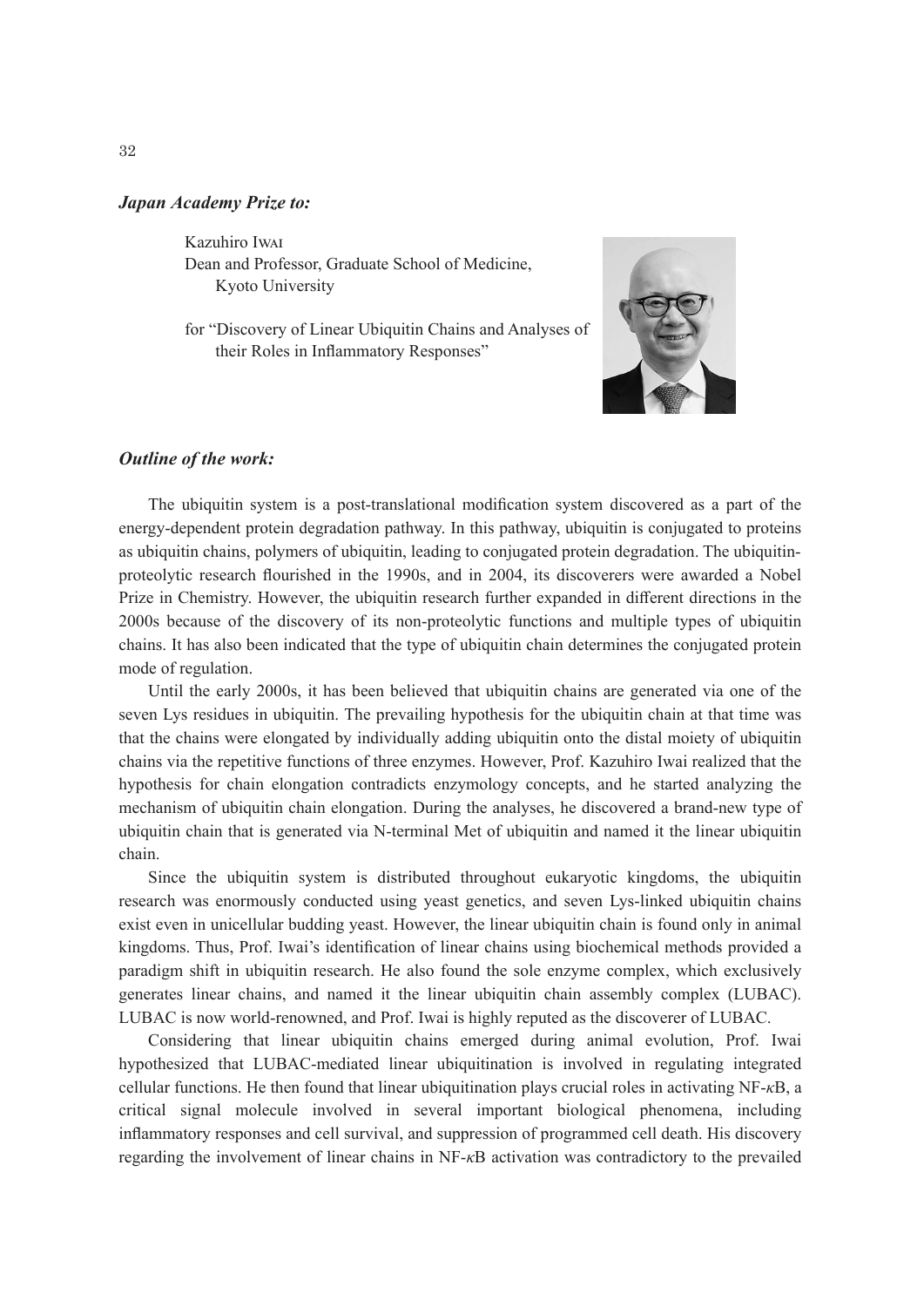***Japan Academy Prize to:***

Kazuhiro Iwai
Dean and Professor, Graduate School of Medicine, Kyoto University

for "Discovery of Linear Ubiquitin Chains and Analyses of their Roles in Inflammatory Responses"

***Outline of the work:***

The ubiquitin system is a post-translational modification system discovered as a part of the energy-dependent protein degradation pathway. In this pathway, ubiquitin is conjugated to proteins as ubiquitin chains, polymers of ubiquitin, leading to conjugated protein degradation. The ubiquitin-proteolytic research flourished in the 1990s, and in 2004, its discoverers were awarded a Nobel Prize in Chemistry. However, the ubiquitin research further expanded in different directions in the 2000s because of the discovery of its non-proteolytic functions and multiple types of ubiquitin chains. It has also been indicated that the type of ubiquitin chain determines the conjugated protein mode of regulation.

Until the early 2000s, it has been believed that ubiquitin chains are generated via one of the seven Lys residues in ubiquitin. The prevailing hypothesis for the ubiquitin chain at that time was that the chains were elongated by individually adding ubiquitin onto the distal moiety of ubiquitin chains via the repetitive functions of three enzymes. However, Prof. Kazuhiro Iwai realized that the hypothesis for chain elongation contradicts enzymology concepts, and he started analyzing the mechanism of ubiquitin chain elongation. During the analyses, he discovered a brand-new type of ubiquitin chain that is generated via N-terminal Met of ubiquitin and named it the linear ubiquitin chain.

Since the ubiquitin system is distributed throughout eukaryotic kingdoms, the ubiquitin research was enormously conducted using yeast genetics, and seven Lys-linked ubiquitin chains exist even in unicellular budding yeast. However, the linear ubiquitin chain is found only in animal kingdoms. Thus, Prof. Iwai's identification of linear chains using biochemical methods provided a paradigm shift in ubiquitin research. He also found the sole enzyme complex, which exclusively generates linear chains, and named it the linear ubiquitin chain assembly complex (LUBAC). LUBAC is now world-renowned, and Prof. Iwai is highly reputed as the discoverer of LUBAC.

Considering that linear ubiquitin chains emerged during animal evolution, Prof. Iwai hypothesized that LUBAC-mediated linear ubiquitination is involved in regulating integrated cellular functions. He then found that linear ubiquitination plays crucial roles in activating NF-$\kappa$B, a critical signal molecule involved in several important biological phenomena, including inflammatory responses and cell survival, and suppression of programmed cell death. His discovery regarding the involvement of linear chains in NF-$\kappa$B activation was contradictory to the prevailed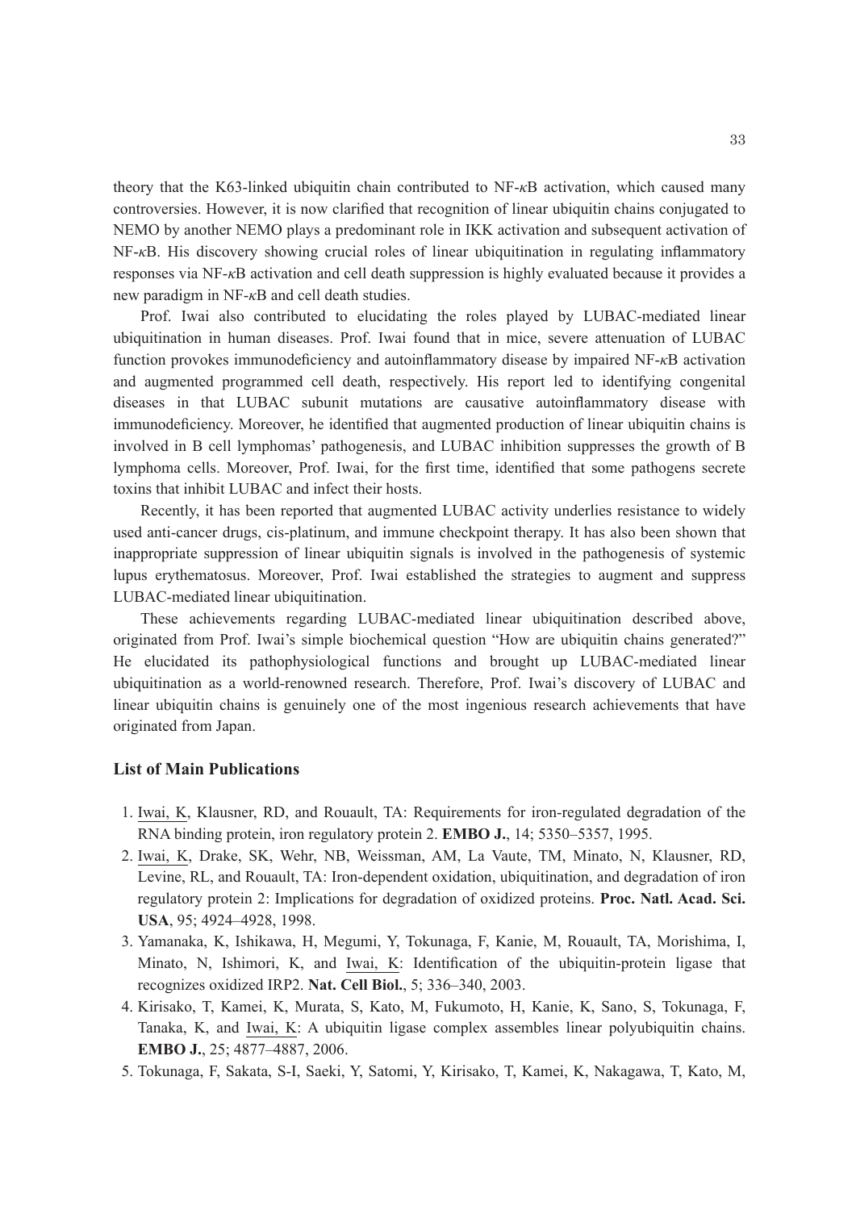theory that the K63-linked ubiquitin chain contributed to NF-$\kappa$B activation, which caused many controversies. However, it is now clarified that recognition of linear ubiquitin chains conjugated to NEMO by another NEMO plays a predominant role in IKK activation and subsequent activation of NF-$\kappa$B. His discovery showing crucial roles of linear ubiquitination in regulating inflammatory responses via NF-$\kappa$B activation and cell death suppression is highly evaluated because it provides a new paradigm in NF-$\kappa$B and cell death studies.

Prof. Iwai also contributed to elucidating the roles played by LUBAC-mediated linear ubiquitination in human diseases. Prof. Iwai found that in mice, severe attenuation of LUBAC function provokes immunodeficiency and autoinflammatory disease by impaired NF-$\kappa$B activation and augmented programmed cell death, respectively. His report led to identifying congenital diseases in that LUBAC subunit mutations are causative autoinflammatory disease with immunodeficiency. Moreover, he identified that augmented production of linear ubiquitin chains is involved in B cell lymphomas' pathogenesis, and LUBAC inhibition suppresses the growth of B lymphoma cells. Moreover, Prof. Iwai, for the first time, identified that some pathogens secrete toxins that inhibit LUBAC and infect their hosts.

Recently, it has been reported that augmented LUBAC activity underlies resistance to widely used anti-cancer drugs, cis-platinum, and immune checkpoint therapy. It has also been shown that inappropriate suppression of linear ubiquitin signals is involved in the pathogenesis of systemic lupus erythematosus. Moreover, Prof. Iwai established the strategies to augment and suppress LUBAC-mediated linear ubiquitination.

These achievements regarding LUBAC-mediated linear ubiquitination described above, originated from Prof. Iwai's simple biochemical question "How are ubiquitin chains generated?" He elucidated its pathophysiological functions and brought up LUBAC-mediated linear ubiquitination as a world-renowned research. Therefore, Prof. Iwai's discovery of LUBAC and linear ubiquitin chains is genuinely one of the most ingenious research achievements that have originated from Japan.

### List of Main Publications

1. Iwai, K, Klausner, RD, and Rouault, TA: Requirements for iron-regulated degradation of the RNA binding protein, iron regulatory protein 2. **EMBO J.**, 14; 5350–5357, 1995.
2. Iwai, K, Drake, SK, Wehr, NB, Weissman, AM, La Vaute, TM, Minato, N, Klausner, RD, Levine, RL, and Rouault, TA: Iron-dependent oxidation, ubiquitination, and degradation of iron regulatory protein 2: Implications for degradation of oxidized proteins. **Proc. Natl. Acad. Sci. USA**, 95; 4924–4928, 1998.
3. Yamanaka, K, Ishikawa, H, Megumi, Y, Tokunaga, F, Kanie, M, Rouault, TA, Morishima, I, Minato, N, Ishimori, K, and Iwai, K: Identification of the ubiquitin-protein ligase that recognizes oxidized IRP2. **Nat. Cell Biol.**, 5; 336–340, 2003.
4. Kirisako, T, Kamei, K, Murata, S, Kato, M, Fukumoto, H, Kanie, K, Sano, S, Tokunaga, F, Tanaka, K, and Iwai, K: A ubiquitin ligase complex assembles linear polyubiquitin chains. **EMBO J.**, 25; 4877–4887, 2006.
5. Tokunaga, F, Sakata, S-I, Saeki, Y, Satomi, Y, Kirisako, T, Kamei, K, Nakagawa, T, Kato, M,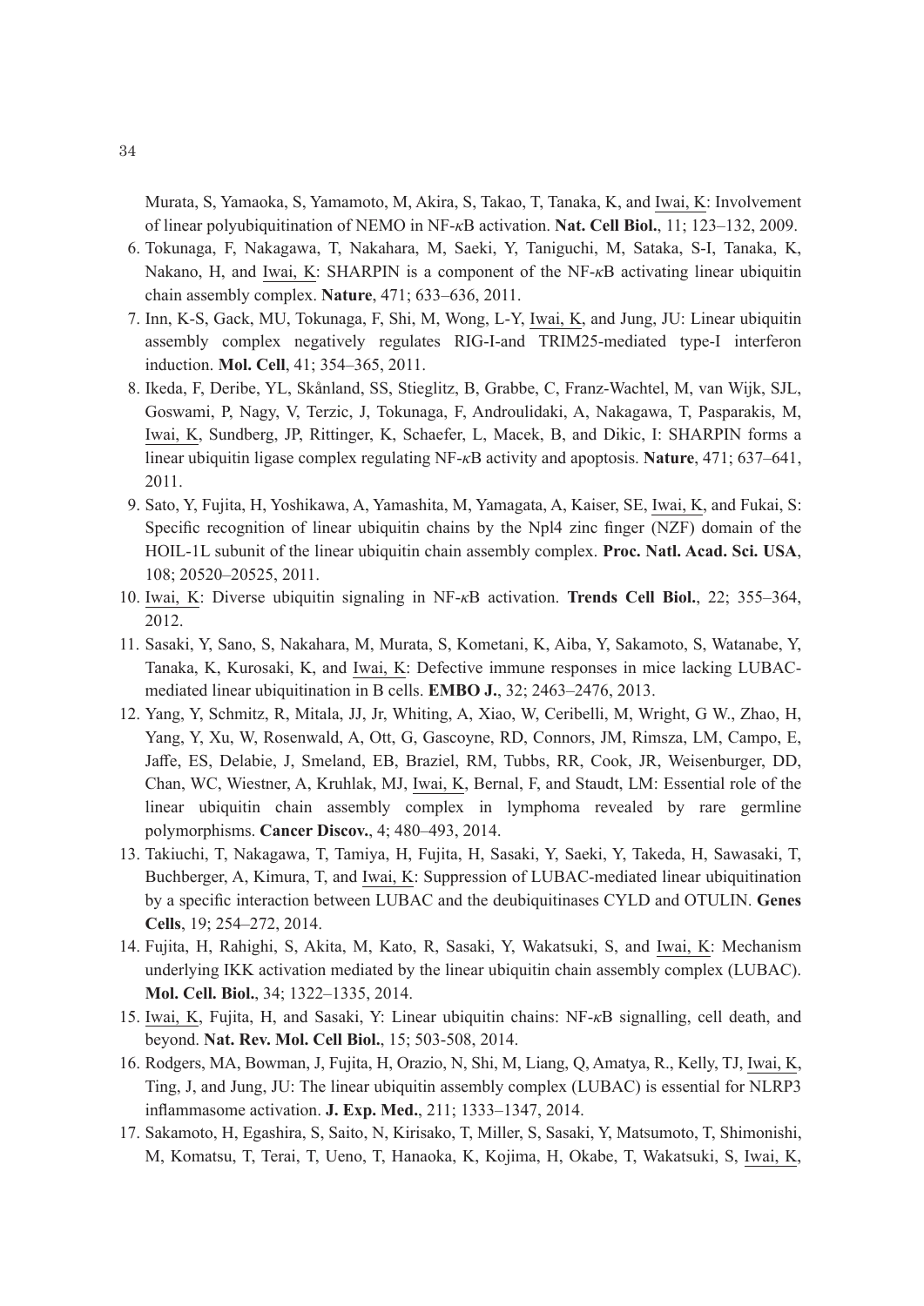Murata, S, Yamaoka, S, Yamamoto, M, Akira, S, Takao, T, Tanaka, K, and Iwai, K: Involvement of linear polyubiquitination of NEMO in NF-κB activation. **Nat. Cell Biol.**, 11; 123–132, 2009.

6. Tokunaga, F, Nakagawa, T, Nakahara, M, Saeki, Y, Taniguchi, M, Sataka, S-I, Tanaka, K, Nakano, H, and Iwai, K: SHARPIN is a component of the NF-κB activating linear ubiquitin chain assembly complex. **Nature**, 471; 633–636, 2011.
7. Inn, K-S, Gack, MU, Tokunaga, F, Shi, M, Wong, L-Y, Iwai, K, and Jung, JU: Linear ubiquitin assembly complex negatively regulates RIG-I-and TRIM25-mediated type-I interferon induction. **Mol. Cell**, 41; 354–365, 2011.
8. Ikeda, F, Deribe, YL, Skånland, SS, Stieglitz, B, Grabbe, C, Franz-Wachtel, M, van Wijk, SJL, Goswami, P, Nagy, V, Terzic, J, Tokunaga, F, Androulidaki, A, Nakagawa, T, Pasparakis, M, Iwai, K, Sundberg, JP, Rittinger, K, Schaefer, L, Macek, B, and Dikic, I: SHARPIN forms a linear ubiquitin ligase complex regulating NF-κB activity and apoptosis. **Nature**, 471; 637–641, 2011.
9. Sato, Y, Fujita, H, Yoshikawa, A, Yamashita, M, Yamagata, A, Kaiser, SE, Iwai, K, and Fukai, S: Specific recognition of linear ubiquitin chains by the Npl4 zinc finger (NZF) domain of the HOIL-1L subunit of the linear ubiquitin chain assembly complex. **Proc. Natl. Acad. Sci. USA**, 108; 20520–20525, 2011.
10. Iwai, K: Diverse ubiquitin signaling in NF-κB activation. **Trends Cell Biol.**, 22; 355–364, 2012.
11. Sasaki, Y, Sano, S, Nakahara, M, Murata, S, Kometani, K, Aiba, Y, Sakamoto, S, Watanabe, Y, Tanaka, K, Kurosaki, K, and Iwai, K: Defective immune responses in mice lacking LUBAC-mediated linear ubiquitination in B cells. **EMBO J.**, 32; 2463–2476, 2013.
12. Yang, Y, Schmitz, R, Mitala, JJ, Jr, Whiting, A, Xiao, W, Ceribelli, M, Wright, G W., Zhao, H, Yang, Y, Xu, W, Rosenwald, A, Ott, G, Gascoyne, RD, Connors, JM, Rimsza, LM, Campo, E, Jaffe, ES, Delabie, J, Smeland, EB, Braziel, RM, Tubbs, RR, Cook, JR, Weisenburger, DD, Chan, WC, Wiestner, A, Kruhlak, MJ, Iwai, K, Bernal, F, and Staudt, LM: Essential role of the linear ubiquitin chain assembly complex in lymphoma revealed by rare germline polymorphisms. **Cancer Discov.**, 4; 480–493, 2014.
13. Takiuchi, T, Nakagawa, T, Tamiya, H, Fujita, H, Sasaki, Y, Saeki, Y, Takeda, H, Sawasaki, T, Buchberger, A, Kimura, T, and Iwai, K: Suppression of LUBAC-mediated linear ubiquitination by a specific interaction between LUBAC and the deubiquitinases CYLD and OTULIN. **Genes Cells**, 19; 254–272, 2014.
14. Fujita, H, Rahighi, S, Akita, M, Kato, R, Sasaki, Y, Wakatsuki, S, and Iwai, K: Mechanism underlying IKK activation mediated by the linear ubiquitin chain assembly complex (LUBAC). **Mol. Cell. Biol.**, 34; 1322–1335, 2014.
15. Iwai, K, Fujita, H, and Sasaki, Y: Linear ubiquitin chains: NF-κB signalling, cell death, and beyond. **Nat. Rev. Mol. Cell Biol.**, 15; 503-508, 2014.
16. Rodgers, MA, Bowman, J, Fujita, H, Orazio, N, Shi, M, Liang, Q, Amatya, R., Kelly, TJ, Iwai, K, Ting, J, and Jung, JU: The linear ubiquitin assembly complex (LUBAC) is essential for NLRP3 inflammasome activation. **J. Exp. Med.**, 211; 1333–1347, 2014.
17. Sakamoto, H, Egashira, S, Saito, N, Kirisako, T, Miller, S, Sasaki, Y, Matsumoto, T, Shimonishi, M, Komatsu, T, Terai, T, Ueno, T, Hanaoka, K, Kojima, H, Okabe, T, Wakatsuki, S, Iwai, K,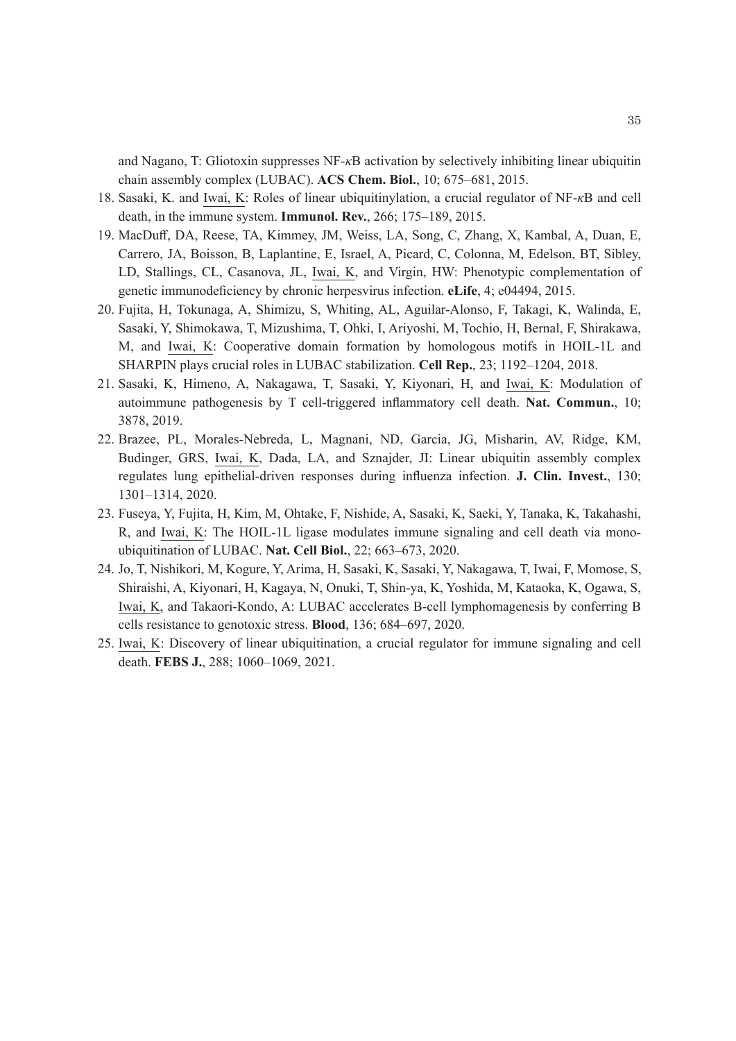and Nagano, T: Gliotoxin suppresses NF-κB activation by selectively inhibiting linear ubiquitin chain assembly complex (LUBAC). **ACS Chem. Biol.**, 10; 675–681, 2015.

18. Sasaki, K. and Iwai, K: Roles of linear ubiquitinylation, a crucial regulator of NF-κB and cell death, in the immune system. **Immunol. Rev.**, 266; 175–189, 2015.
19. MacDuff, DA, Reese, TA, Kimmey, JM, Weiss, LA, Song, C, Zhang, X, Kambal, A, Duan, E, Carrero, JA, Boisson, B, Laplantine, E, Israel, A, Picard, C, Colonna, M, Edelson, BT, Sibley, LD, Stallings, CL, Casanova, JL, Iwai, K, and Virgin, HW: Phenotypic complementation of genetic immunodeficiency by chronic herpesvirus infection. **eLife**, 4; e04494, 2015.
20. Fujita, H, Tokunaga, A, Shimizu, S, Whiting, AL, Aguilar-Alonso, F, Takagi, K, Walinda, E, Sasaki, Y, Shimokawa, T, Mizushima, T, Ohki, I, Ariyoshi, M, Tochio, H, Bernal, F, Shirakawa, M, and Iwai, K: Cooperative domain formation by homologous motifs in HOIL-1L and SHARPIN plays crucial roles in LUBAC stabilization. **Cell Rep.**, 23; 1192–1204, 2018.
21. Sasaki, K, Himeno, A, Nakagawa, T, Sasaki, Y, Kiyonari, H, and Iwai, K: Modulation of autoimmune pathogenesis by T cell-triggered inflammatory cell death. **Nat. Commun.**, 10; 3878, 2019.
22. Brazee, PL, Morales-Nebreda, L, Magnani, ND, Garcia, JG, Misharin, AV, Ridge, KM, Budinger, GRS, Iwai, K, Dada, LA, and Sznajder, JI: Linear ubiquitin assembly complex regulates lung epithelial-driven responses during influenza infection. **J. Clin. Invest.**, 130; 1301–1314, 2020.
23. Fuseya, Y, Fujita, H, Kim, M, Ohtake, F, Nishide, A, Sasaki, K, Saeki, Y, Tanaka, K, Takahashi, R, and Iwai, K: The HOIL-1L ligase modulates immune signaling and cell death via mono-ubiquitination of LUBAC. **Nat. Cell Biol.**, 22; 663–673, 2020.
24. Jo, T, Nishikori, M, Kogure, Y, Arima, H, Sasaki, K, Sasaki, Y, Nakagawa, T, Iwai, F, Momose, S, Shiraishi, A, Kiyonari, H, Kagaya, N, Onuki, T, Shin-ya, K, Yoshida, M, Kataoka, K, Ogawa, S, Iwai, K, and Takaori-Kondo, A: LUBAC accelerates B-cell lymphomagenesis by conferring B cells resistance to genotoxic stress. **Blood**, 136; 684–697, 2020.
25. Iwai, K: Discovery of linear ubiquitination, a crucial regulator for immune signaling and cell death. **FEBS J.**, 288; 1060–1069, 2021.